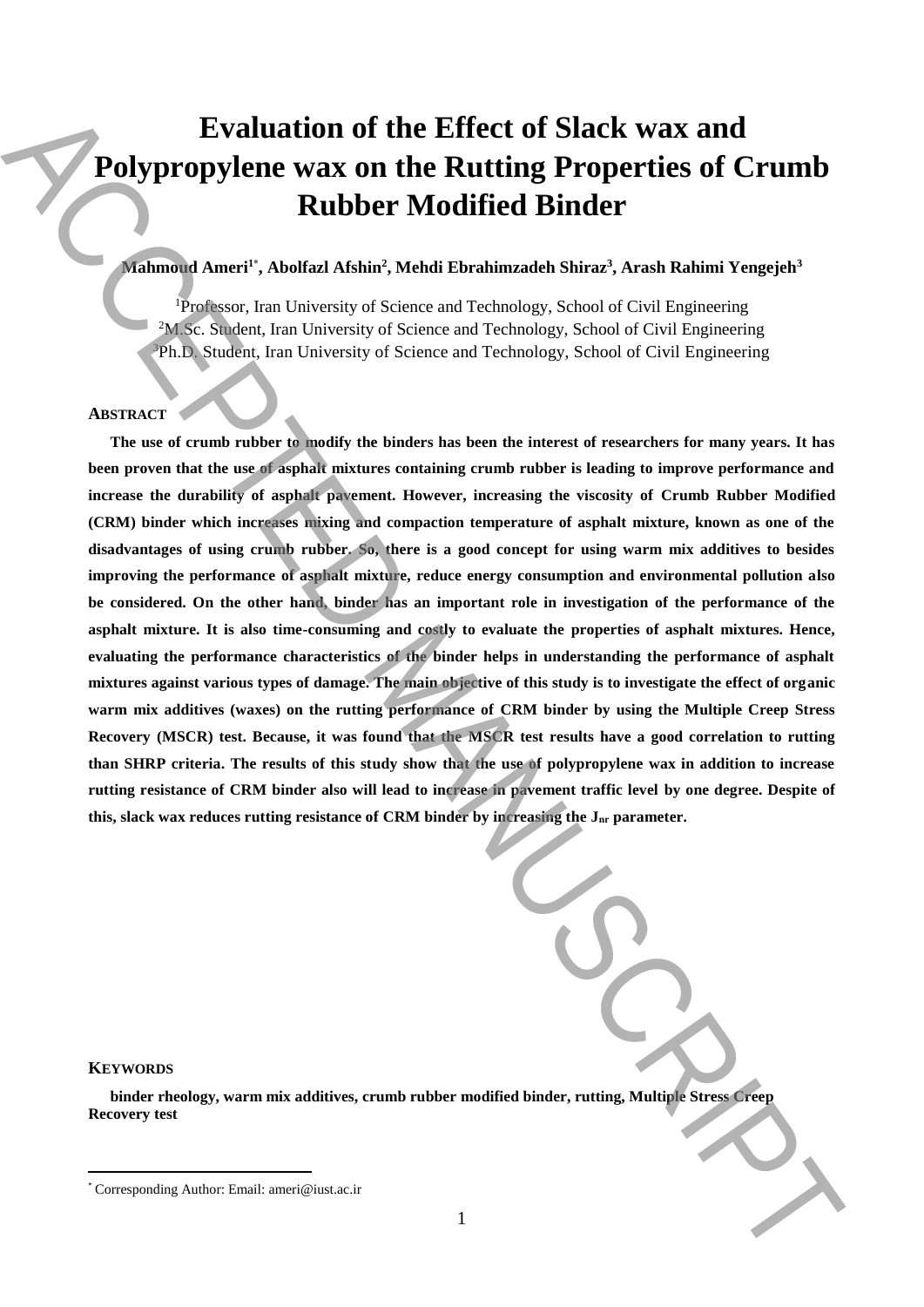# Evaluation of the Effect of Slack wax and Polypropylene wax on the Rutting Properties of Crumb Rubber Modified Binder

**Mahmoud Ameri[1*], Abolfazl Afshin[2], Mehdi Ebrahimzadeh Shiraz[3], Arash Rahimi Yengejeh[3]**

[1]Professor, Iran University of Science and Technology, School of Civil Engineering
[2]M.Sc. Student, Iran University of Science and Technology, School of Civil Engineering
[3]Ph.D. Student, Iran University of Science and Technology, School of Civil Engineering

## ABSTRACT

**The use of crumb rubber to modify the binders has been the interest of researchers for many years. It has been proven that the use of asphalt mixtures containing crumb rubber is leading to improve performance and increase the durability of asphalt pavement. However, increasing the viscosity of Crumb Rubber Modified (CRM) binder which increases mixing and compaction temperature of asphalt mixture, known as one of the disadvantages of using crumb rubber. So, there is a good concept for using warm mix additives to besides improving the performance of asphalt mixture, reduce energy consumption and environmental pollution also be considered. On the other hand, binder has an important role in investigation of the performance of the asphalt mixture. It is also time-consuming and costly to evaluate the properties of asphalt mixtures. Hence, evaluating the performance characteristics of the binder helps in understanding the performance of asphalt mixtures against various types of damage. The main objective of this study is to investigate the effect of organic warm mix additives (waxes) on the rutting performance of CRM binder by using the Multiple Creep Stress Recovery (MSCR) test. Because, it was found that the MSCR test results have a good correlation to rutting than SHRP criteria. The results of this study show that the use of polypropylene wax in addition to increase rutting resistance of CRM binder also will lead to increase in pavement traffic level by one degree. Despite of this, slack wax reduces rutting resistance of CRM binder by increasing the $J_{nr}$ parameter.**

## KEYWORDS

**binder rheology, warm mix additives, crumb rubber modified binder, rutting, Multiple Stress Creep Recovery test**

[*] Corresponding Author: Email: ameri@iust.ac.ir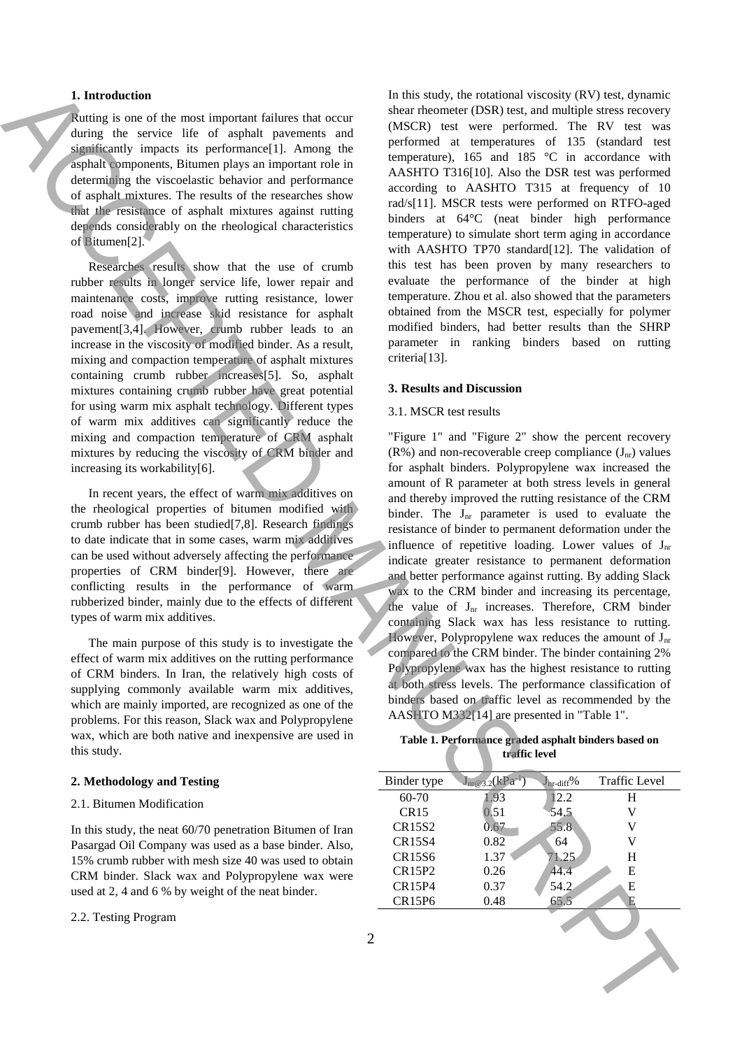## 1. Introduction

Rutting is one of the most important failures that occur during the service life of asphalt pavements and significantly impacts its performance[1]. Among the asphalt components, Bitumen plays an important role in determining the viscoelastic behavior and performance of asphalt mixtures. The results of the researches show that the resistance of asphalt mixtures against rutting depends considerably on the rheological characteristics of Bitumen[2].

Researches results show that the use of crumb rubber results in longer service life, lower repair and maintenance costs, improve rutting resistance, lower road noise and increase skid resistance for asphalt pavement[3,4]. However, crumb rubber leads to an increase in the viscosity of modified binder. As a result, mixing and compaction temperature of asphalt mixtures containing crumb rubber increases[5]. So, asphalt mixtures containing crumb rubber have great potential for using warm mix asphalt technology. Different types of warm mix additives can significantly reduce the mixing and compaction temperature of CRM asphalt mixtures by reducing the viscosity of CRM binder and increasing its workability[6].

In recent years, the effect of warm mix additives on the rheological properties of bitumen modified with crumb rubber has been studied[7,8]. Research findings to date indicate that in some cases, warm mix additives can be used without adversely affecting the performance properties of CRM binder[9]. However, there are conflicting results in the performance of warm rubberized binder, mainly due to the effects of different types of warm mix additives.

The main purpose of this study is to investigate the effect of warm mix additives on the rutting performance of CRM binders. In Iran, the relatively high costs of supplying commonly available warm mix additives, which are mainly imported, are recognized as one of the problems. For this reason, Slack wax and Polypropylene wax, which are both native and inexpensive are used in this study.

## 2. Methodology and Testing

### 2.1. Bitumen Modification

In this study, the neat 60/70 penetration Bitumen of Iran Pasargad Oil Company was used as a base binder. Also, 15% crumb rubber with mesh size 40 was used to obtain CRM binder. Slack wax and Polypropylene wax were used at 2, 4 and 6 % by weight of the neat binder.

### 2.2. Testing Program

In this study, the rotational viscosity (RV) test, dynamic shear rheometer (DSR) test, and multiple stress recovery (MSCR) test were performed. The RV test was performed at temperatures of 135 (standard test temperature), 165 and 185 °C in accordance with AASHTO T316[10]. Also the DSR test was performed according to AASHTO T315 at frequency of 10 rad/s[11]. MSCR tests were performed on RTFO-aged binders at 64°C (neat binder high performance temperature) to simulate short term aging in accordance with AASHTO TP70 standard[12]. The validation of this test has been proven by many researchers to evaluate the performance of the binder at high temperature. Zhou et al. also showed that the parameters obtained from the MSCR test, especially for polymer modified binders, had better results than the SHRP parameter in ranking binders based on rutting criteria[13].

## 3. Results and Discussion

### 3.1. MSCR test results

"Figure 1" and "Figure 2" show the percent recovery (R%) and non-recoverable creep compliance ($J_{nr}$) values for asphalt binders. Polypropylene wax increased the amount of R parameter at both stress levels in general and thereby improved the rutting resistance of the CRM binder. The $J_{nr}$ parameter is used to evaluate the resistance of binder to permanent deformation under the influence of repetitive loading. Lower values of $J_{nr}$ indicate greater resistance to permanent deformation and better performance against rutting. By adding Slack wax to the CRM binder and increasing its percentage, the value of $J_{nr}$ increases. Therefore, CRM binder containing Slack wax has less resistance to rutting. However, Polypropylene wax reduces the amount of $J_{nr}$ compared to the CRM binder. The binder containing 2% Polypropylene wax has the highest resistance to rutting at both stress levels. The performance classification of binders based on traffic level as recommended by the AASHTO M332[14] are presented in "Table 1".

**Table 1. Performance graded asphalt binders based on traffic level**

| Binder type | $J_{nr@3.2}$($kPa^{-1}$) | $J_{nr-diff}$% | Traffic Level |
|---|---|---|---|
| 60-70 | 1.93 | 12.2 | H |
| CR15 | 0.51 | 54.5 | V |
| CR15S2 | 0.67 | 55.8 | V |
| CR15S4 | 0.82 | 64 | V |
| CR15S6 | 1.37 | 71.25 | H |
| CR15P2 | 0.26 | 44.4 | E |
| CR15P4 | 0.37 | 54.2 | E |
| CR15P6 | 0.48 | 65.5 | E |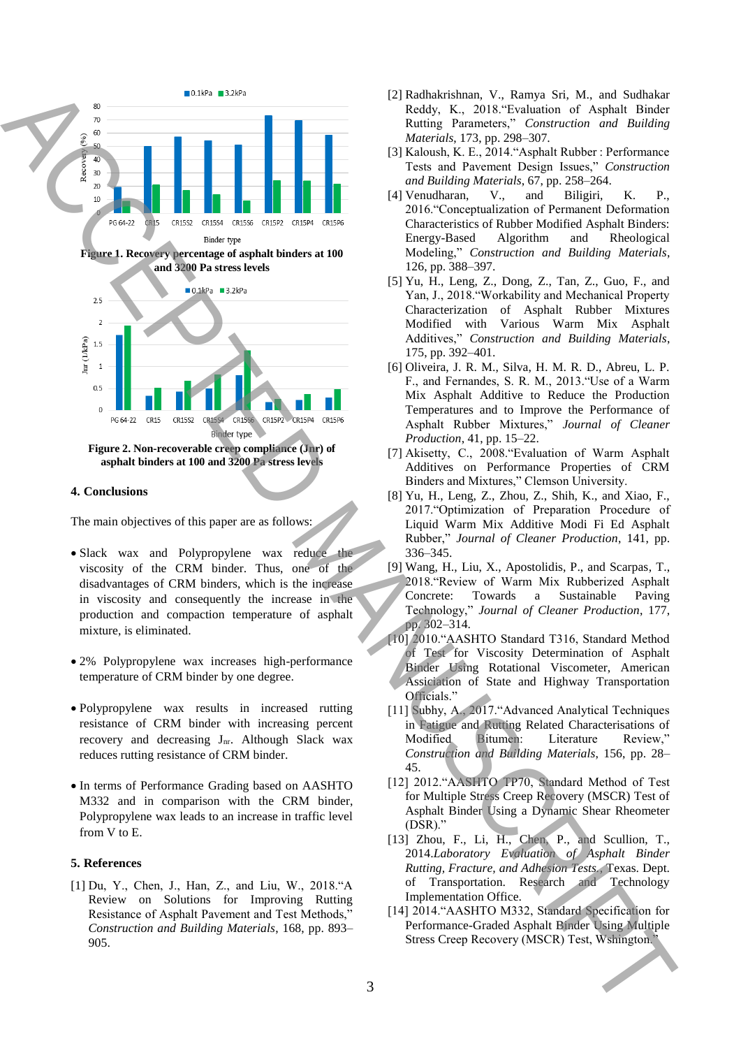0.1kPa 3.2kPa

80
70
60
50
40
30
20
10
0

Recovery (%)

PG 64-22 CR15 CR15S2 CR15S4 CR15S6 CR15P2 CR15P4 CR15P6

Binder type

**Figure 1. Recovery percentage of asphalt binders at 100 and 3200 Pa stress levels**

0.1kPa 3.2kPa

2.5
2
1.5
1
0.5
0

Jnr (1/kPa)

PG 64-22 CR15 CR15S2 CR15S4 CR15S6 CR15P2 CR15P4 CR15P6

Binder type

**Figure 2. Non-recoverable creep compliance (Jnr) of asphalt binders at 100 and 3200 Pa stress levels**

## 4. Conclusions

The main objectives of this paper are as follows:

- Slack wax and Polypropylene wax reduce the viscosity of the CRM binder. Thus, one of the disadvantages of CRM binders, which is the increase in viscosity and consequently the increase in the production and compaction temperature of asphalt mixture, is eliminated.

- 2% Polypropylene wax increases high-performance temperature of CRM binder by one degree.

- Polypropylene wax results in increased rutting resistance of CRM binder with increasing percent recovery and decreasing $J_{nr}$. Although Slack wax reduces rutting resistance of CRM binder.

- In terms of Performance Grading based on AASHTO M332 and in comparison with the CRM binder, Polypropylene wax leads to an increase in traffic level from V to E.

## 5. References

[1] Du, Y., Chen, J., Han, Z., and Liu, W., 2018.“A Review on Solutions for Improving Rutting Resistance of Asphalt Pavement and Test Methods,” *Construction and Building Materials*, 168, pp. 893–905.

[2] Radhakrishnan, V., Ramya Sri, M., and Sudhakar Reddy, K., 2018.“Evaluation of Asphalt Binder Rutting Parameters,” *Construction and Building Materials*, 173, pp. 298–307.

[3] Kaloush, K. E., 2014.“Asphalt Rubber : Performance Tests and Pavement Design Issues,” *Construction and Building Materials*, 67, pp. 258–264.

[4] Venudharan, V., and Biligiri, K. P., 2016.“Conceptualization of Permanent Deformation Characteristics of Rubber Modified Asphalt Binders: Energy-Based Algorithm and Rheological Modeling,” *Construction and Building Materials*, 126, pp. 388–397.

[5] Yu, H., Leng, Z., Dong, Z., Tan, Z., Guo, F., and Yan, J., 2018.“Workability and Mechanical Property Characterization of Asphalt Rubber Mixtures Modified with Various Warm Mix Asphalt Additives,” *Construction and Building Materials*, 175, pp. 392–401.

[6] Oliveira, J. R. M., Silva, H. M. R. D., Abreu, L. P. F., and Fernandes, S. R. M., 2013.“Use of a Warm Mix Asphalt Additive to Reduce the Production Temperatures and to Improve the Performance of Asphalt Rubber Mixtures,” *Journal of Cleaner Production*, 41, pp. 15–22.

[7] Akisetty, C., 2008.“Evaluation of Warm Asphalt Additives on Performance Properties of CRM Binders and Mixtures,” Clemson University.

[8] Yu, H., Leng, Z., Zhou, Z., Shih, K., and Xiao, F., 2017.“Optimization of Preparation Procedure of Liquid Warm Mix Additive Modi Fi Ed Asphalt Rubber,” *Journal of Cleaner Production*, 141, pp. 336–345.

[9] Wang, H., Liu, X., Apostolidis, P., and Scarpas, T., 2018.“Review of Warm Mix Rubberized Asphalt Concrete: Towards a Sustainable Paving Technology,” *Journal of Cleaner Production*, 177, pp. 302–314.

[10] 2010.“AASHTO Standard T316, Standard Method of Test for Viscosity Determination of Asphalt Binder Using Rotational Viscometer, American Assiciation of State and Highway Transportation Officials.”

[11] Subhy, A., 2017.“Advanced Analytical Techniques in Fatigue and Rutting Related Characterisations of Modified Bitumen: Literature Review,” *Construction and Building Materials*, 156, pp. 28–45.

[12] 2012.“AASHTO TP70, Standard Method of Test for Multiple Stress Creep Recovery (MSCR) Test of Asphalt Binder Using a Dynamic Shear Rheometer (DSR).”

[13] Zhou, F., Li, H., Chen, P., and Scullion, T., 2014.*Laboratory Evaluation of Asphalt Binder Rutting, Fracture, and Adhesion Tests.*, Texas. Dept. of Transportation. Research and Technology Implementation Office.

[14] 2014.“AASHTO M332, Standard Specification for Performance-Graded Asphalt Binder Using Multiple Stress Creep Recovery (MSCR) Test, Wshington.”